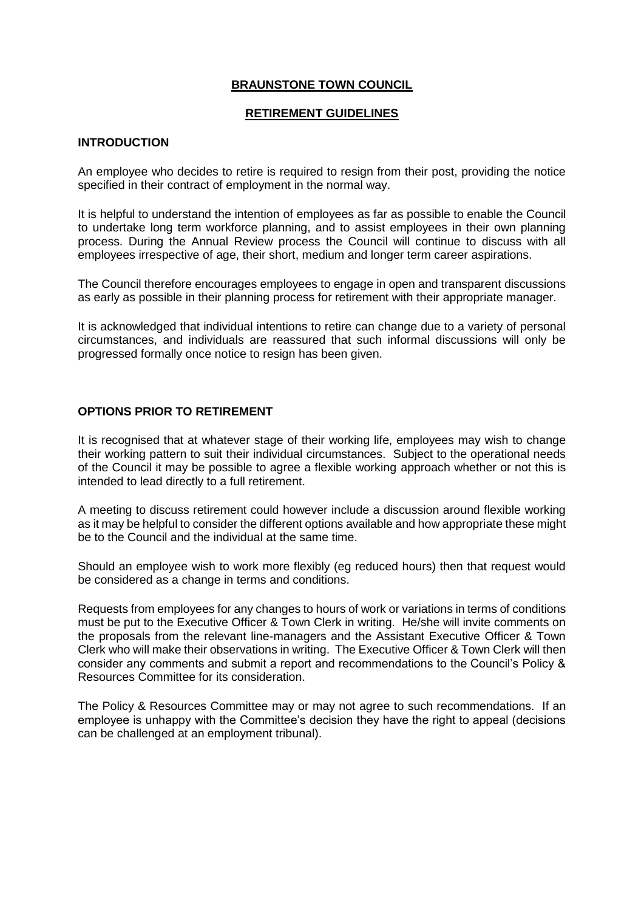# **BRAUNSTONE TOWN COUNCIL**

## **RETIREMENT GUIDELINES**

### **INTRODUCTION**

An employee who decides to retire is required to resign from their post, providing the notice specified in their contract of employment in the normal way.

It is helpful to understand the intention of employees as far as possible to enable the Council to undertake long term workforce planning, and to assist employees in their own planning process. During the Annual Review process the Council will continue to discuss with all employees irrespective of age, their short, medium and longer term career aspirations.

The Council therefore encourages employees to engage in open and transparent discussions as early as possible in their planning process for retirement with their appropriate manager.

It is acknowledged that individual intentions to retire can change due to a variety of personal circumstances, and individuals are reassured that such informal discussions will only be progressed formally once notice to resign has been given.

### **OPTIONS PRIOR TO RETIREMENT**

It is recognised that at whatever stage of their working life, employees may wish to change their working pattern to suit their individual circumstances. Subject to the operational needs of the Council it may be possible to agree a flexible working approach whether or not this is intended to lead directly to a full retirement.

A meeting to discuss retirement could however include a discussion around flexible working as it may be helpful to consider the different options available and how appropriate these might be to the Council and the individual at the same time.

Should an employee wish to work more flexibly (eg reduced hours) then that request would be considered as a change in terms and conditions.

Requests from employees for any changes to hours of work or variations in terms of conditions must be put to the Executive Officer & Town Clerk in writing. He/she will invite comments on the proposals from the relevant line-managers and the Assistant Executive Officer & Town Clerk who will make their observations in writing. The Executive Officer & Town Clerk will then consider any comments and submit a report and recommendations to the Council's Policy & Resources Committee for its consideration.

The Policy & Resources Committee may or may not agree to such recommendations. If an employee is unhappy with the Committee's decision they have the right to appeal (decisions can be challenged at an employment tribunal).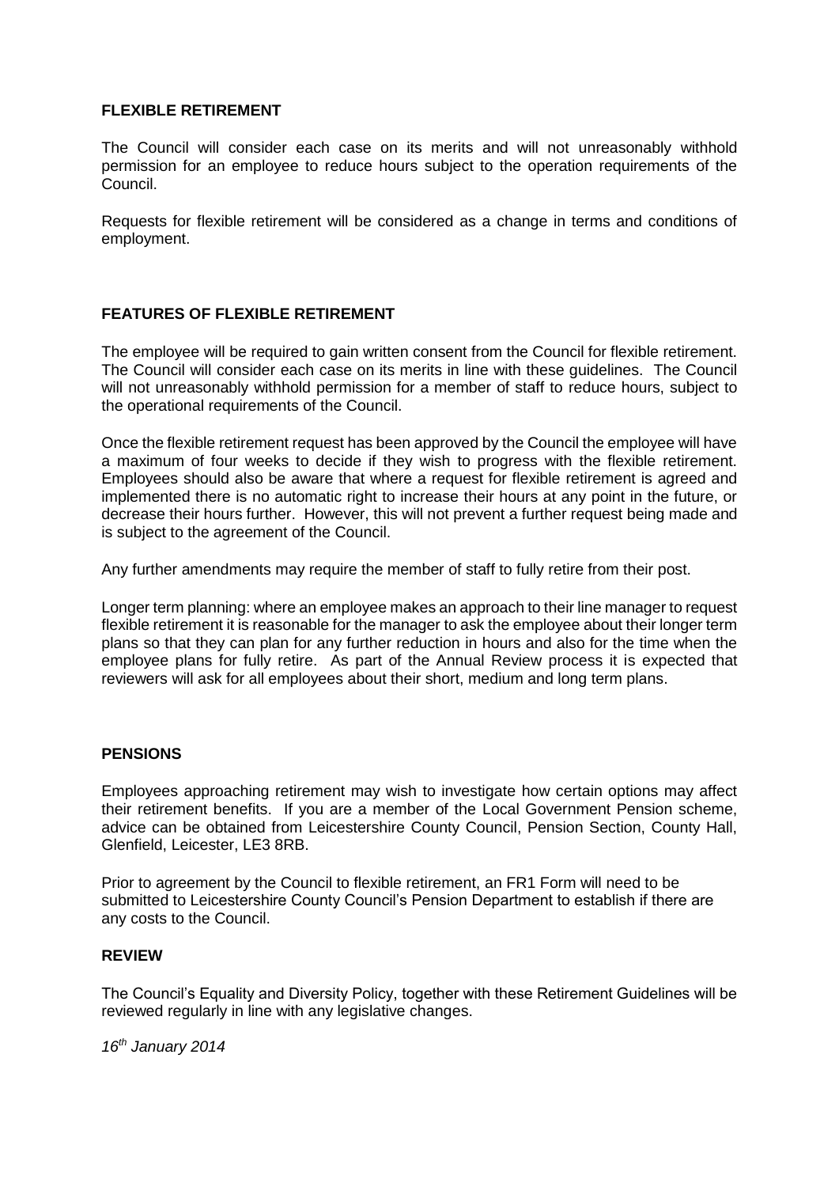## FLEXIBLE RETIREMENT

The Council will consider each case on its merits and will not unreasonably withhold permission for an employee to reduce hours subject to the operation requirements of the Council.

Requests for flexible retirement will be considered as a change in terms and conditions of employment.

## FEATURES OF FLEXIBLE RETIREMENT

The employee will be required to gain written consent from the Council for flexible retirement. The Council will consider each case on its merits in line with these guidelines. The Council will not unreasonably withhold permission for a member of staff to reduce hours, subject to the operational requirements of the Council.

Once the flexible retirement request has been approved by the Council the employee will have a maximum of four weeks to decide if they wish to progress with the flexible retirement. Employees should also be aware that where a request for flexible retirement is agreed and implemented there is no automatic right to increase their hours at any point in the future, or decrease their hours further. However, this will not prevent a further request being made and is subject to the agreement of the Council.

Any further amendments may require the member of staff to fully retire from their post.

Longer term planning: where an employee makes an approach to their line manager to request flexible retirement it is reasonable for the manager to ask the employee about their longer term plans so that they can plan for any further reduction in hours and also for the time when the employee plans for fully retire. As part of the Annual Review process it is expected that reviewers will ask for all employees about their short, medium and long term plans.

## PENSIONS

Employees approaching retirement may wish to investigate how certain options may affect their retirement benefits. If you are a member of the Local Government Pension scheme, advice can be obtained from Leicestershire County Council, Pension Section, County Hall, Glenfield, Leicester, LE3 8RB.

Prior to agreement by the Council to flexible retirement, an FR1 Form will need to be submitted to Leicestershire County Council's Pension Department to establish if there are any costs to the Council.

## REVIEW

The Council's Equality and Diversity Policy, together with these Retirement Guidelines will be reviewed regularly in line with any legislative changes.

*16th January 2014*